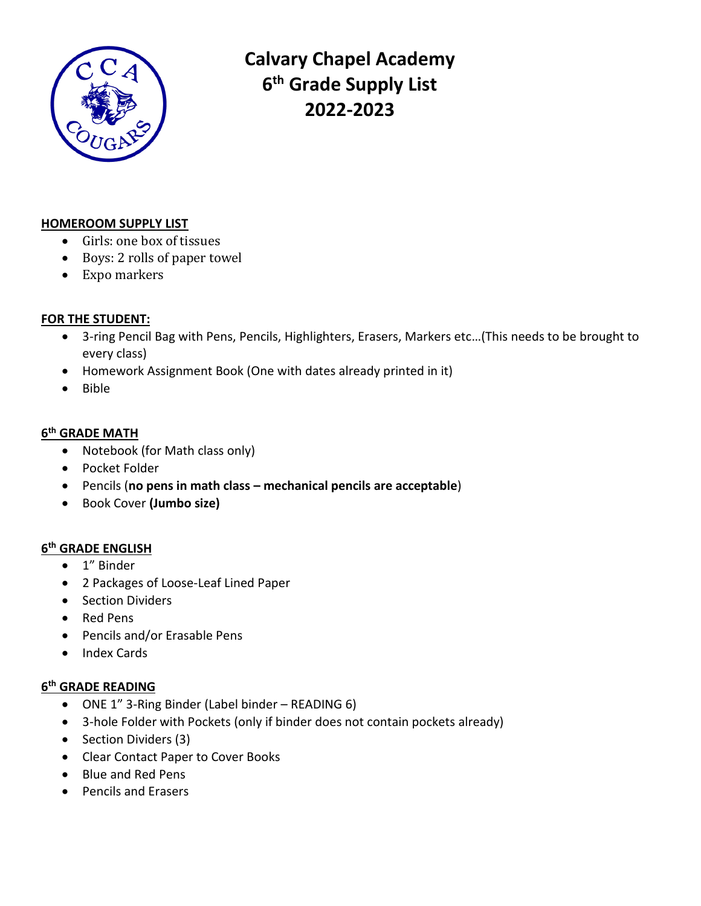# Calvary Chapel Academy
# 6th Grade Supply List
# 2022-2023

**HOMEROOM SUPPLY LIST**

- Girls: one box of tissues
- Boys: 2 rolls of paper towel
- Expo markers

**FOR THE STUDENT:**

- 3-ring Pencil Bag with Pens, Pencils, Highlighters, Erasers, Markers etc…(This needs to be brought to every class)
- Homework Assignment Book (One with dates already printed in it)
- Bible

**6th GRADE MATH**

- Notebook (for Math class only)
- Pocket Folder
- Pencils (**no pens in math class – mechanical pencils are acceptable**)
- Book Cover **(Jumbo size)**

**6th GRADE ENGLISH**

- 1" Binder
- 2 Packages of Loose-Leaf Lined Paper
- Section Dividers
- Red Pens
- Pencils and/or Erasable Pens
- Index Cards

**6th GRADE READING**

- ONE 1" 3-Ring Binder (Label binder – READING 6)
- 3-hole Folder with Pockets (only if binder does not contain pockets already)
- Section Dividers (3)
- Clear Contact Paper to Cover Books
- Blue and Red Pens
- Pencils and Erasers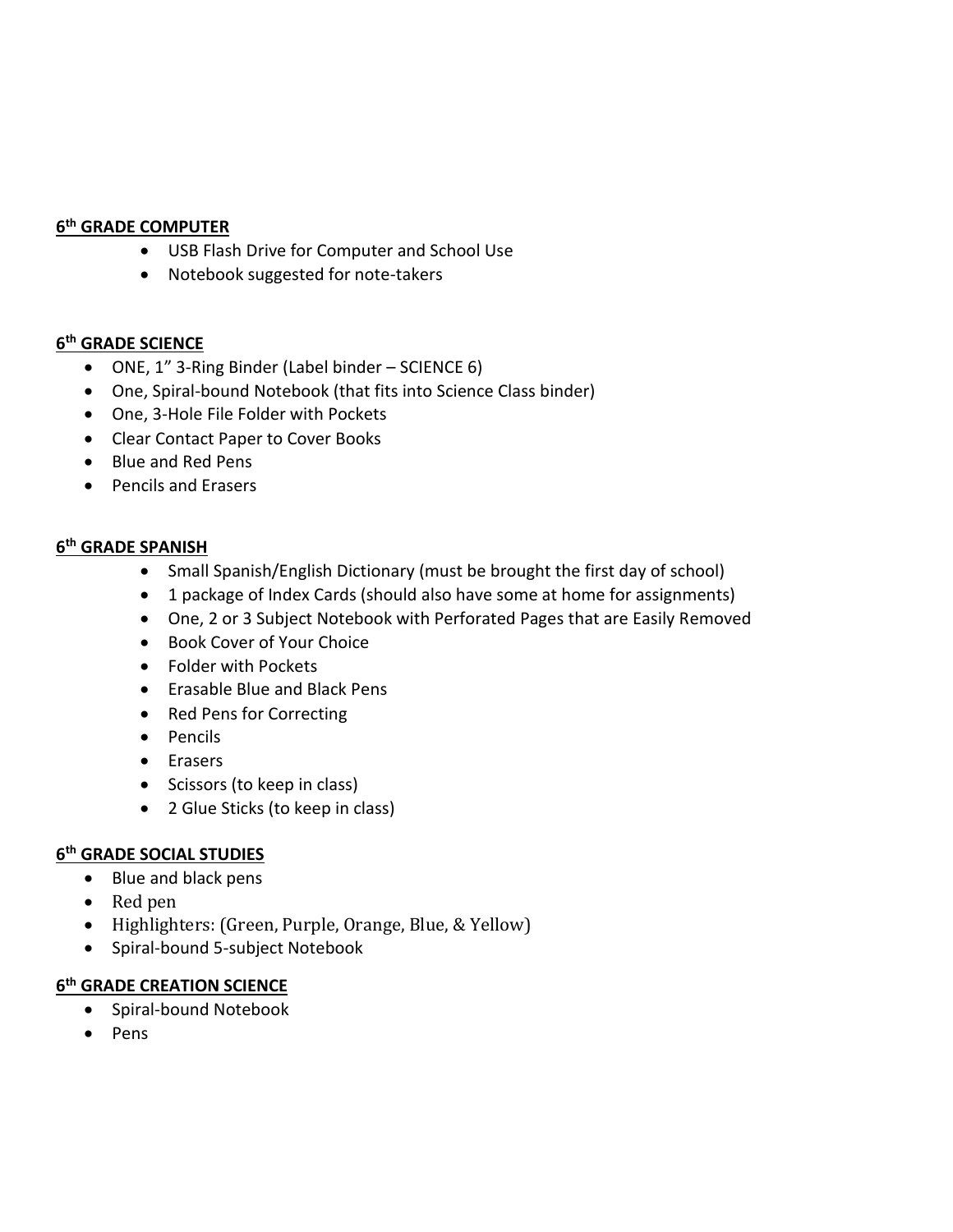**6th GRADE COMPUTER**

- USB Flash Drive for Computer and School Use
- Notebook suggested for note-takers

**6th GRADE SCIENCE**

- ONE, 1” 3-Ring Binder (Label binder – SCIENCE 6)
- One, Spiral-bound Notebook (that fits into Science Class binder)
- One, 3-Hole File Folder with Pockets
- Clear Contact Paper to Cover Books
- Blue and Red Pens
- Pencils and Erasers

**6th GRADE SPANISH**

- Small Spanish/English Dictionary (must be brought the first day of school)
- 1 package of Index Cards (should also have some at home for assignments)
- One, 2 or 3 Subject Notebook with Perforated Pages that are Easily Removed
- Book Cover of Your Choice
- Folder with Pockets
- Erasable Blue and Black Pens
- Red Pens for Correcting
- Pencils
- Erasers
- Scissors (to keep in class)
- 2 Glue Sticks (to keep in class)

**6th GRADE SOCIAL STUDIES**

- Blue and black pens
- Red pen
- Highlighters: (Green, Purple, Orange, Blue, & Yellow)
- Spiral-bound 5-subject Notebook

**6th GRADE CREATION SCIENCE**

- Spiral-bound Notebook
- Pens